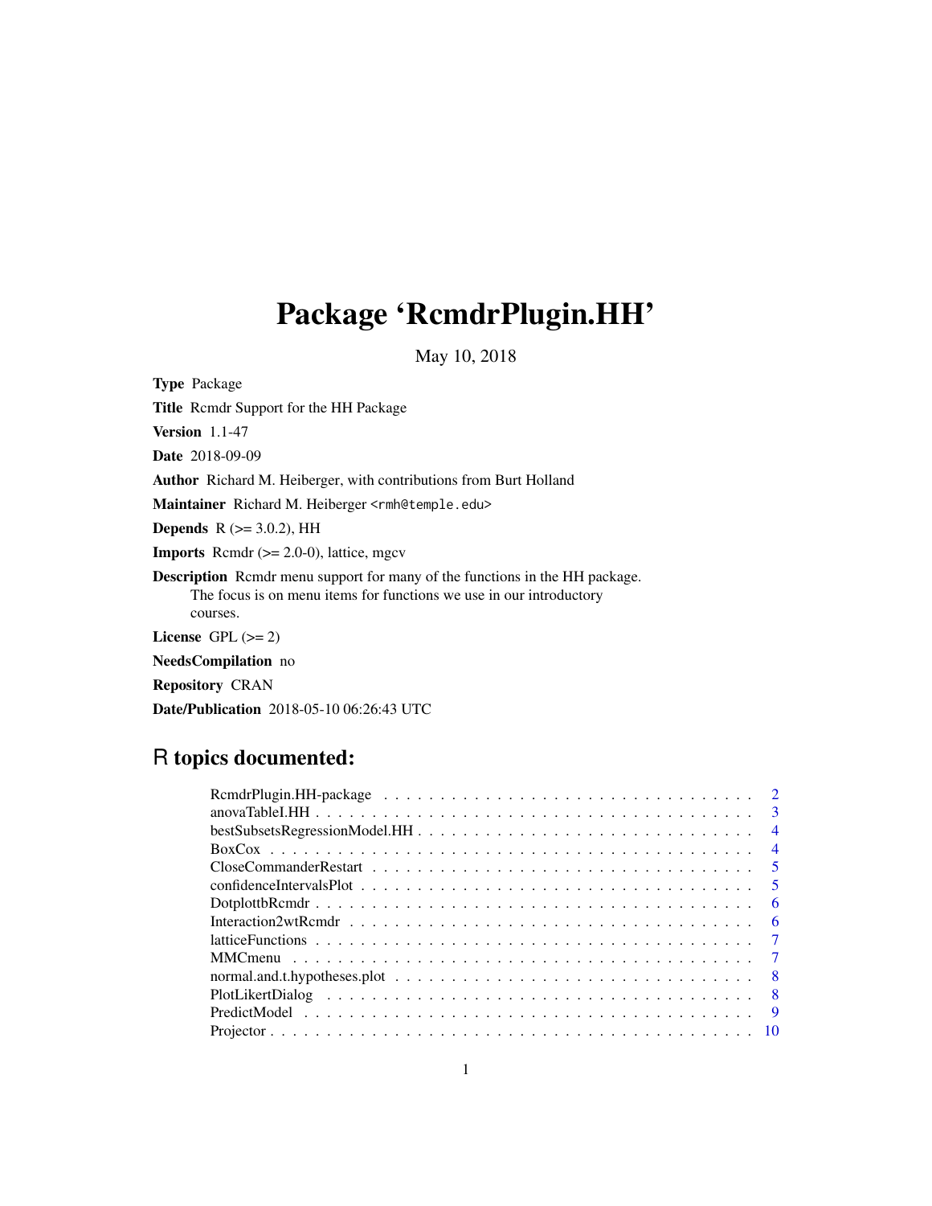# Package 'RcmdrPlugin.HH'

May 10, 2018

**Type** Package

**Title** Rcmdr Support for the HH Package

**Version** 1.1-47

**Date** 2018-09-09

**Author** Richard M. Heiberger, with contributions from Burt Holland

**Maintainer** Richard M. Heiberger <rmh@temple.edu>

**Depends** R (>= 3.0.2), HH

**Imports** Rcmdr (>= 2.0-0), lattice, mgcv

**Description** Rcmdr menu support for many of the functions in the HH package. The focus is on menu items for functions we use in our introductory courses.

**License** GPL (>= 2)

**NeedsCompilation** no

**Repository** CRAN

**Date/Publication** 2018-05-10 06:26:43 UTC

## R topics documented:

| | |
|---|---|
| RcmdrPlugin.HH-package | 2 |
| anovaTableI.HH | 3 |
| bestSubsetsRegressionModel.HH | 4 |
| BoxCox | 4 |
| CloseCommanderRestart | 5 |
| confidenceIntervalsPlot | 5 |
| DotplottbRcmdr | 6 |
| Interaction2wtRcmdr | 6 |
| latticeFunctions | 7 |
| MMCmenu | 7 |
| normal.and.t.hypotheses.plot | 8 |
| PlotLikertDialog | 8 |
| PredictModel | 9 |
| Projector | 10 |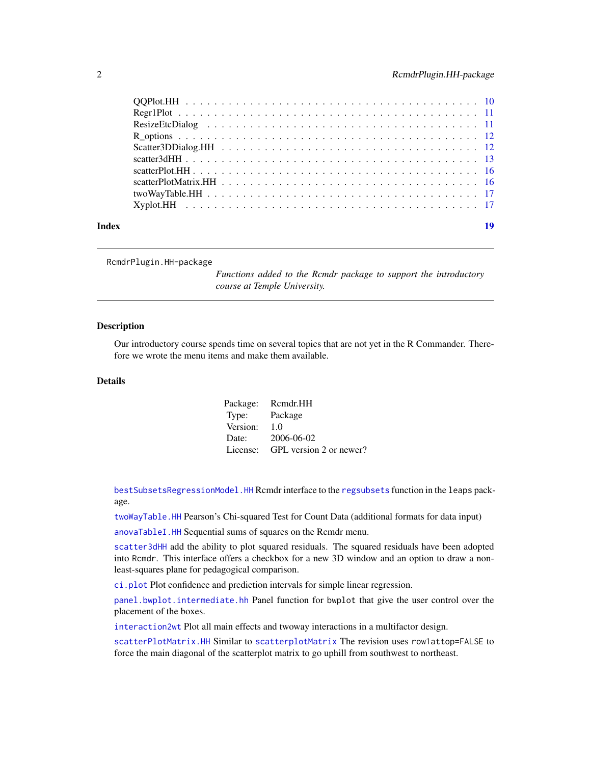| | |
|---|---|
| QQPlot.HH | 10 |
| Regr1Plot | 11 |
| ResizeEtcDialog | 11 |
| R_options | 12 |
| Scatter3DDialog.HH | 12 |
| scatter3dHH | 13 |
| scatterPlot.HH | 16 |
| scatterPlotMatrix.HH | 16 |
| twoWayTable.HH | 17 |
| Xyplot.HH | 17 |

**Index** 19

---

RcmdrPlugin.HH-package

*Functions added to the Rcmdr package to support the introductory course at Temple University.*

---

## Description

Our introductory course spends time on several topics that are not yet in the R Commander. Therefore we wrote the menu items and make them available.

## Details

| | |
|---|---|
| Package: | Rcmdr.HH |
| Type: | Package |
| Version: | 1.0 |
| Date: | 2006-06-02 |
| License: | GPL version 2 or newer? |

`bestSubsetsRegressionModel.HH` Rcmdr interface to the `regsubsets` function in the `leaps` package.

`twoWayTable.HH` Pearson's Chi-squared Test for Count Data (additional formats for data input)

`anovaTableI.HH` Sequential sums of squares on the Rcmdr menu.

`scatter3dHH` add the ability to plot squared residuals. The squared residuals have been adopted into `Rcmdr`. This interface offers a checkbox for a new 3D window and an option to draw a non-least-squares plane for pedagogical comparison.

`ci.plot` Plot confidence and prediction intervals for simple linear regression.

`panel.bwplot.intermediate.hh` Panel function for `bwplot` that give the user control over the placement of the boxes.

`interaction2wt` Plot all main effects and twoway interactions in a multifactor design.

`scatterPlotMatrix.HH` Similar to `scatterplotMatrix` The revision uses `row1attop=FALSE` to force the main diagonal of the scatterplot matrix to go uphill from southwest to northeast.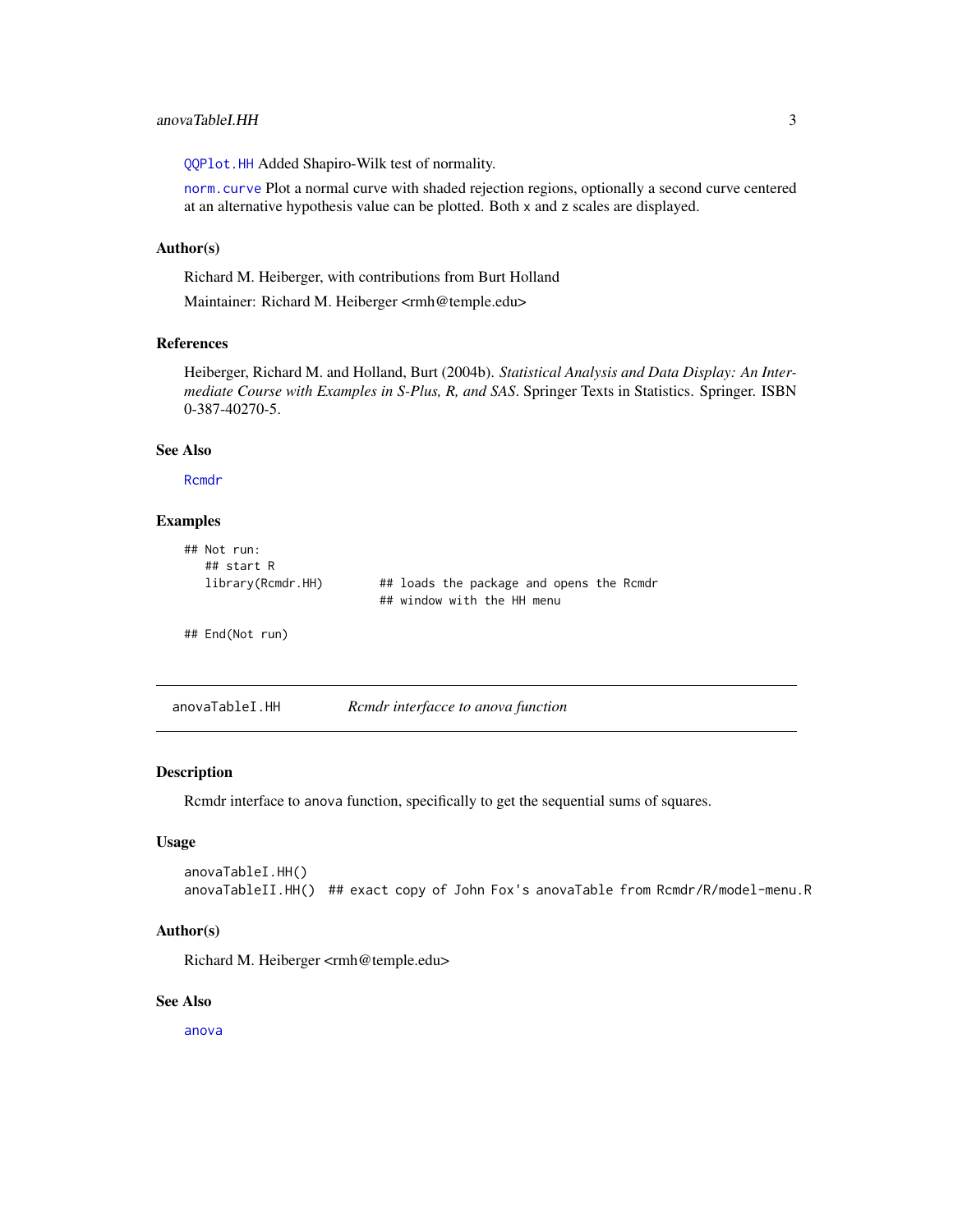QQPlot.HH Added Shapiro-Wilk test of normality.

norm.curve Plot a normal curve with shaded rejection regions, optionally a second curve centered at an alternative hypothesis value can be plotted. Both x and z scales are displayed.

### Author(s)

Richard M. Heiberger, with contributions from Burt Holland

Maintainer: Richard M. Heiberger <rmh@temple.edu>

### References

Heiberger, Richard M. and Holland, Burt (2004b). *Statistical Analysis and Data Display: An Intermediate Course with Examples in S-Plus, R, and SAS*. Springer Texts in Statistics. Springer. ISBN 0-387-40270-5.

### See Also

Rcmdr

### Examples

```
## Not run:
   ## start R
   library(Rcmdr.HH)        ## loads the package and opens the Rcmdr
                            ## window with the HH menu

## End(Not run)
```

---

## anovaTableI.HH    *Rcmdr interfacce to anova function*

### Description

Rcmdr interface to anova function, specifically to get the sequential sums of squares.

### Usage

```
anovaTableI.HH()
anovaTableII.HH()  ## exact copy of John Fox's anovaTable from Rcmdr/R/model-menu.R
```

### Author(s)

Richard M. Heiberger <rmh@temple.edu>

### See Also

anova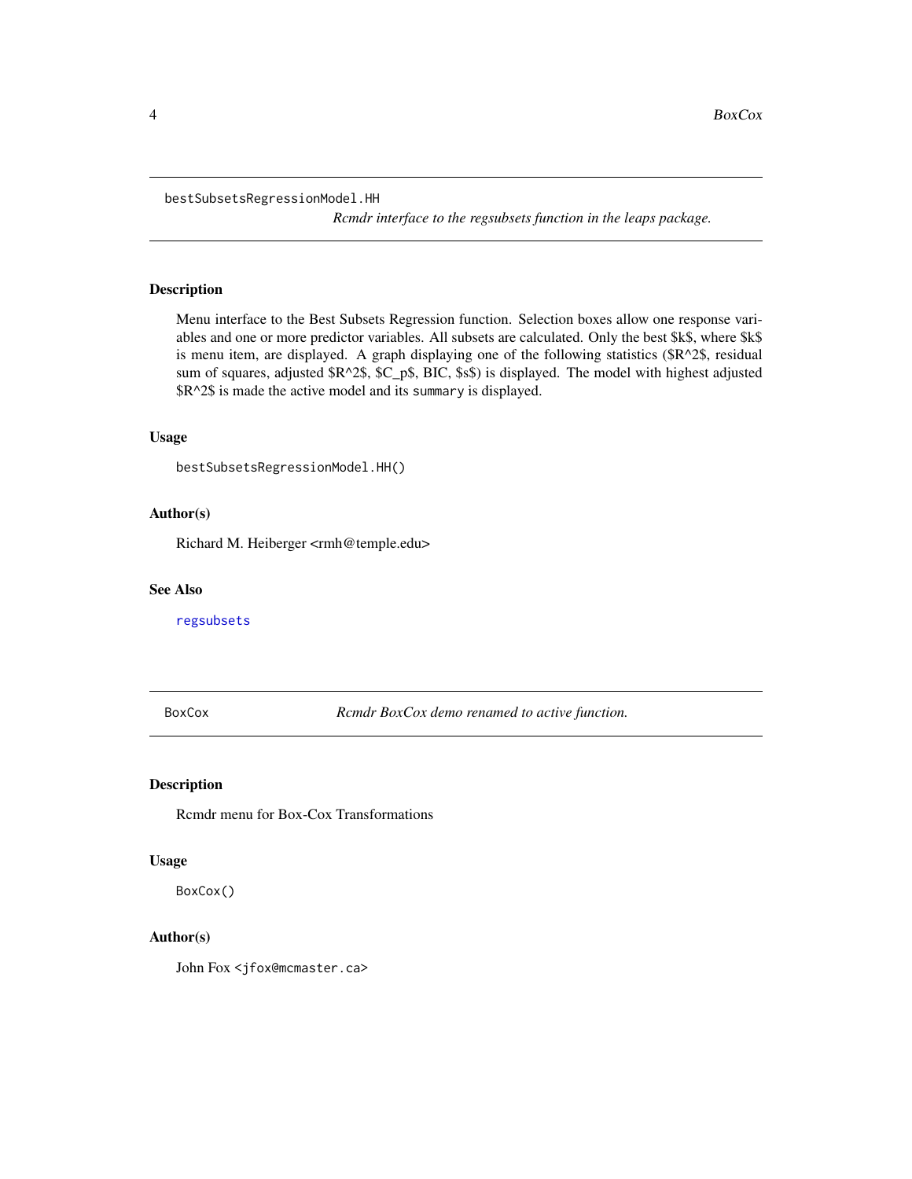## bestSubsetsRegressionModel.HH

*Rcmdr interface to the regsubsets function in the leaps package.*

### Description

Menu interface to the Best Subsets Regression function. Selection boxes allow one response variables and one or more predictor variables. All subsets are calculated. Only the best $k$, where $k$ is menu item, are displayed. A graph displaying one of the following statistics ($R^2$, residual sum of squares, adjusted $R^2$, $C_p$, BIC, $s$) is displayed. The model with highest adjusted $R^2$ is made the active model and its `summary` is displayed.

### Usage

```
bestSubsetsRegressionModel.HH()
```

### Author(s)

Richard M. Heiberger <rmh@temple.edu>

### See Also

regsubsets

## BoxCox

*Rcmdr BoxCox demo renamed to active function.*

### Description

Rcmdr menu for Box-Cox Transformations

### Usage

```
BoxCox()
```

### Author(s)

John Fox <jfox@mcmaster.ca>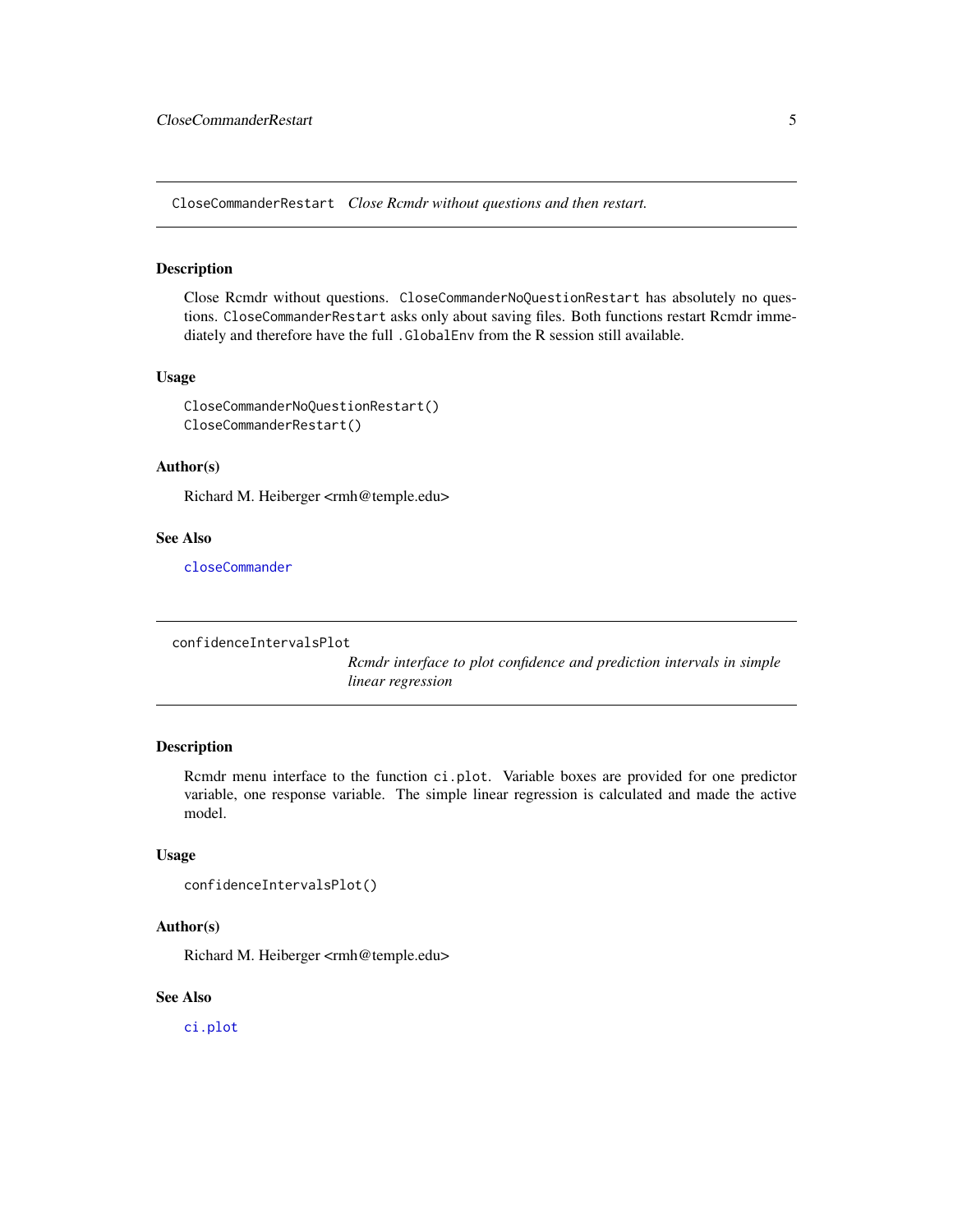## CloseCommanderRestart *Close Rcmdr without questions and then restart.*

### Description

Close Rcmdr without questions. `CloseCommanderNoQuestionRestart` has absolutely no questions. `CloseCommanderRestart` asks only about saving files. Both functions restart Rcmdr immediately and therefore have the full `.GlobalEnv` from the R session still available.

### Usage

```
CloseCommanderNoQuestionRestart()
CloseCommanderRestart()
```

### Author(s)

Richard M. Heiberger <rmh@temple.edu>

### See Also

`closeCommander`

## confidenceIntervalsPlot *Rcmdr interface to plot confidence and prediction intervals in simple linear regression*

### Description

Rcmdr menu interface to the function `ci.plot`. Variable boxes are provided for one predictor variable, one response variable. The simple linear regression is calculated and made the active model.

### Usage

```
confidenceIntervalsPlot()
```

### Author(s)

Richard M. Heiberger <rmh@temple.edu>

### See Also

`ci.plot`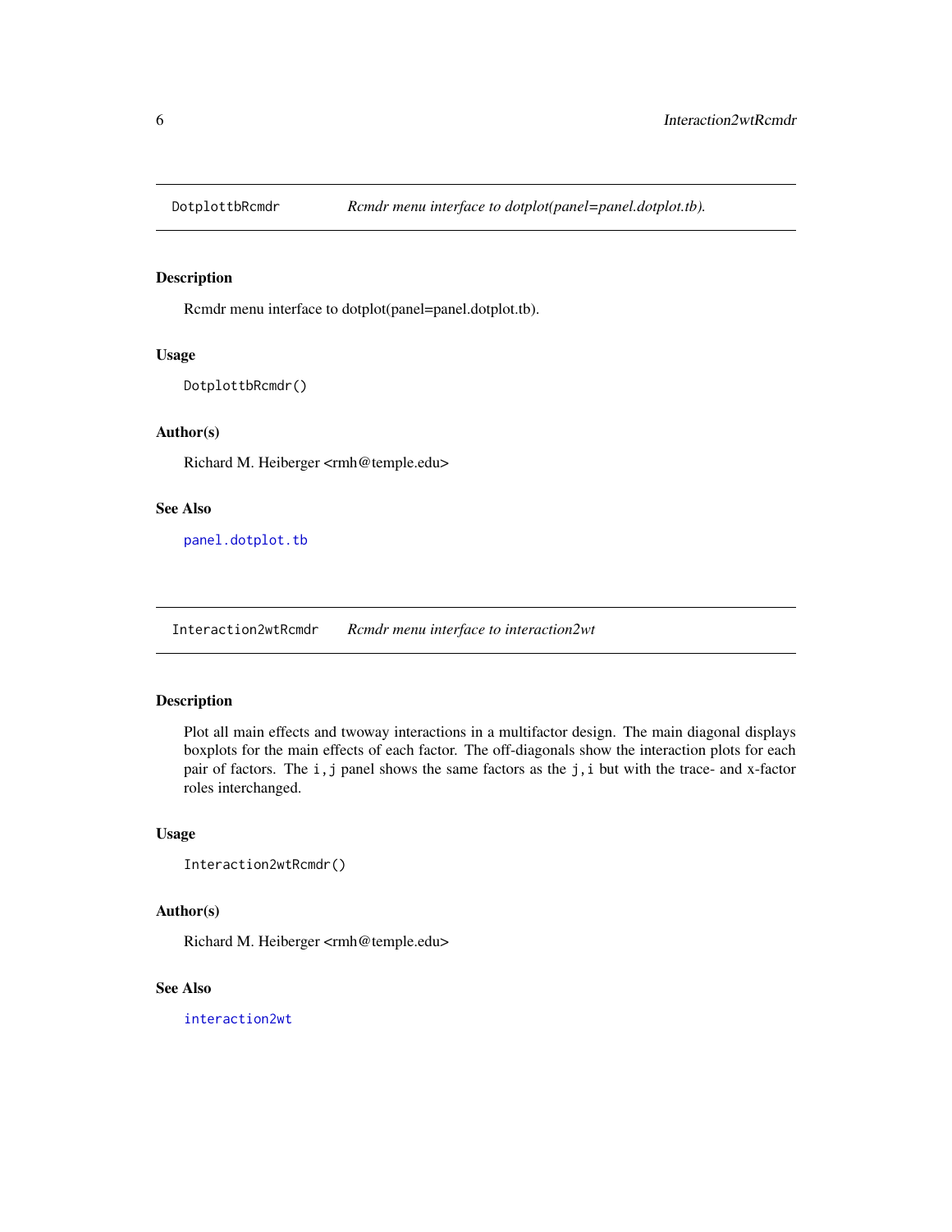## DotplottbRcmdr — *Rcmdr menu interface to dotplot(panel=panel.dotplot.tb).*

### Description

Rcmdr menu interface to dotplot(panel=panel.dotplot.tb).

### Usage

```
DotplottbRcmdr()
```

### Author(s)

Richard M. Heiberger <rmh@temple.edu>

### See Also

`panel.dotplot.tb`

## Interaction2wtRcmdr — *Rcmdr menu interface to interaction2wt*

### Description

Plot all main effects and twoway interactions in a multifactor design. The main diagonal displays boxplots for the main effects of each factor. The off-diagonals show the interaction plots for each pair of factors. The `i,j` panel shows the same factors as the `j,i` but with the trace- and x-factor roles interchanged.

### Usage

```
Interaction2wtRcmdr()
```

### Author(s)

Richard M. Heiberger <rmh@temple.edu>

### See Also

`interaction2wt`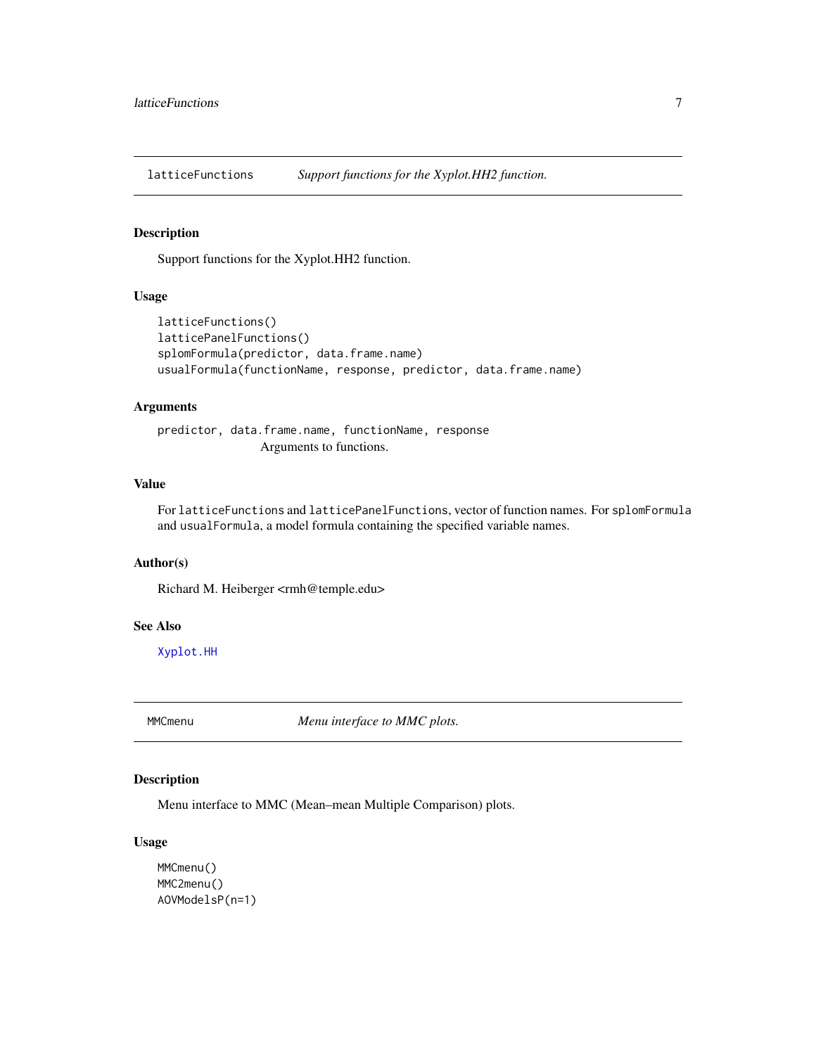## latticeFunctions *Support functions for the Xyplot.HH2 function.*

### Description

Support functions for the Xyplot.HH2 function.

### Usage

```
latticeFunctions()
latticePanelFunctions()
splomFormula(predictor, data.frame.name)
usualFormula(functionName, response, predictor, data.frame.name)
```

### Arguments

`predictor, data.frame.name, functionName, response`
Arguments to functions.

### Value

For `latticeFunctions` and `latticePanelFunctions`, vector of function names. For `splomFormula` and `usualFormula`, a model formula containing the specified variable names.

### Author(s)

Richard M. Heiberger <rmh@temple.edu>

### See Also

`Xyplot.HH`

## MMCmenu *Menu interface to MMC plots.*

### Description

Menu interface to MMC (Mean–mean Multiple Comparison) plots.

### Usage

```
MMCmenu()
MMC2menu()
AOVModelsP(n=1)
```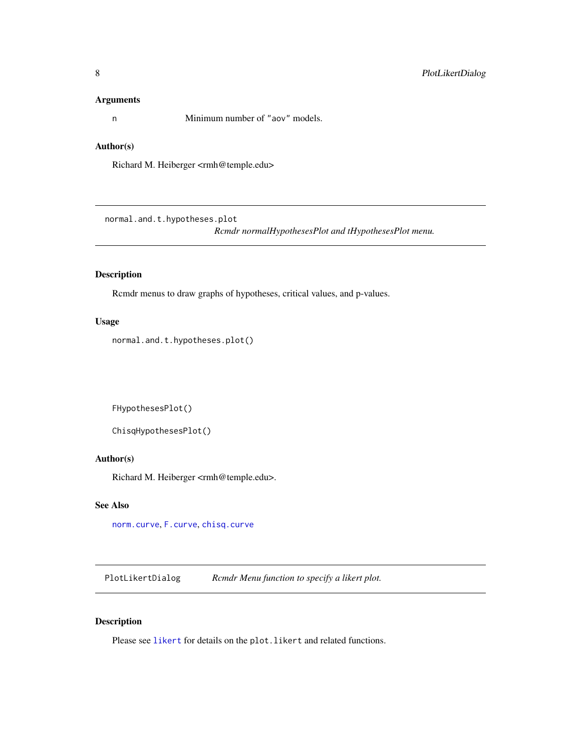### Arguments

`n` Minimum number of `"aov"` models.

### Author(s)

Richard M. Heiberger <rmh@temple.edu>

---

## normal.and.t.hypotheses.plot

*Rcmdr normalHypothesesPlot and tHypothesesPlot menu.*

---

### Description

Rcmdr menus to draw graphs of hypotheses, critical values, and p-values.

### Usage

```
normal.and.t.hypotheses.plot()




FHypothesesPlot()

ChisqHypothesesPlot()
```

### Author(s)

Richard M. Heiberger <rmh@temple.edu>.

### See Also

`norm.curve`, `F.curve`, `chisq.curve`

---

## PlotLikertDialog

*Rcmdr Menu function to specify a likert plot.*

---

### Description

Please see `likert` for details on the `plot.likert` and related functions.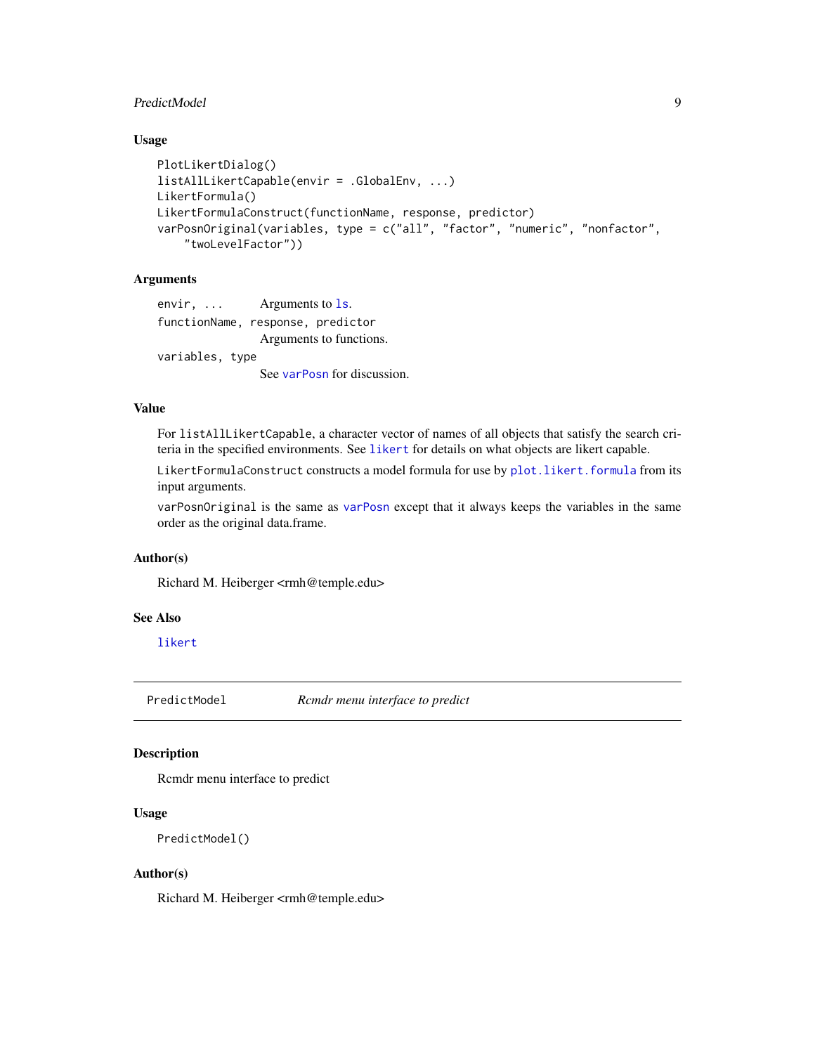### Usage

```
PlotLikertDialog()
listAllLikertCapable(envir = .GlobalEnv, ...)
LikertFormula()
LikertFormulaConstruct(functionName, response, predictor)
varPosnOriginal(variables, type = c("all", "factor", "numeric", "nonfactor",
    "twoLevelFactor"))
```

### Arguments

| | |
|---|---|
| `envir, ...` | Arguments to `ls`. |
| `functionName, response, predictor` | Arguments to functions. |
| `variables, type` | See `varPosn` for discussion. |

### Value

For `listAllLikertCapable`, a character vector of names of all objects that satisfy the search criteria in the specified environments. See `likert` for details on what objects are likert capable.

`LikertFormulaConstruct` constructs a model formula for use by `plot.likert.formula` from its input arguments.

`varPosnOriginal` is the same as `varPosn` except that it always keeps the variables in the same order as the original data.frame.

### Author(s)

Richard M. Heiberger <rmh@temple.edu>

### See Also

`likert`

---

## PredictModel — *Rcmdr menu interface to predict*

### Description

Rcmdr menu interface to predict

### Usage

```
PredictModel()
```

### Author(s)

Richard M. Heiberger <rmh@temple.edu>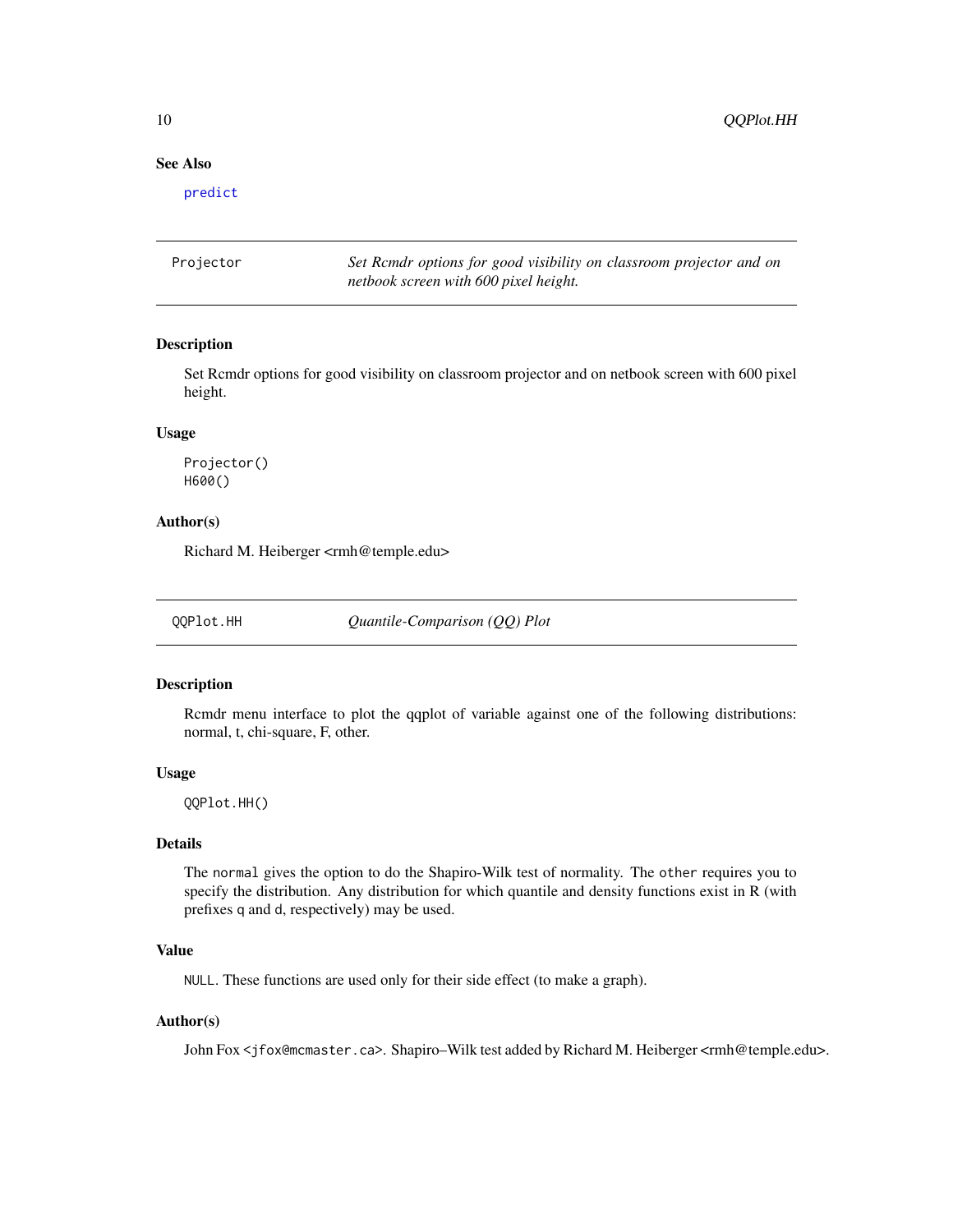### See Also

predict

---

## Projector — *Set Rcmdr options for good visibility on classroom projector and on netbook screen with 600 pixel height.*

---

### Description

Set Rcmdr options for good visibility on classroom projector and on netbook screen with 600 pixel height.

### Usage

```
Projector()
H600()
```

### Author(s)

Richard M. Heiberger <rmh@temple.edu>

---

## QQPlot.HH — *Quantile-Comparison (QQ) Plot*

---

### Description

Rcmdr menu interface to plot the qqplot of variable against one of the following distributions: normal, t, chi-square, F, other.

### Usage

```
QQPlot.HH()
```

### Details

The `normal` gives the option to do the Shapiro-Wilk test of normality. The `other` requires you to specify the distribution. Any distribution for which quantile and density functions exist in R (with prefixes `q` and `d`, respectively) may be used.

### Value

`NULL`. These functions are used only for their side effect (to make a graph).

### Author(s)

John Fox <`jfox@mcmaster.ca`>. Shapiro–Wilk test added by Richard M. Heiberger <rmh@temple.edu>.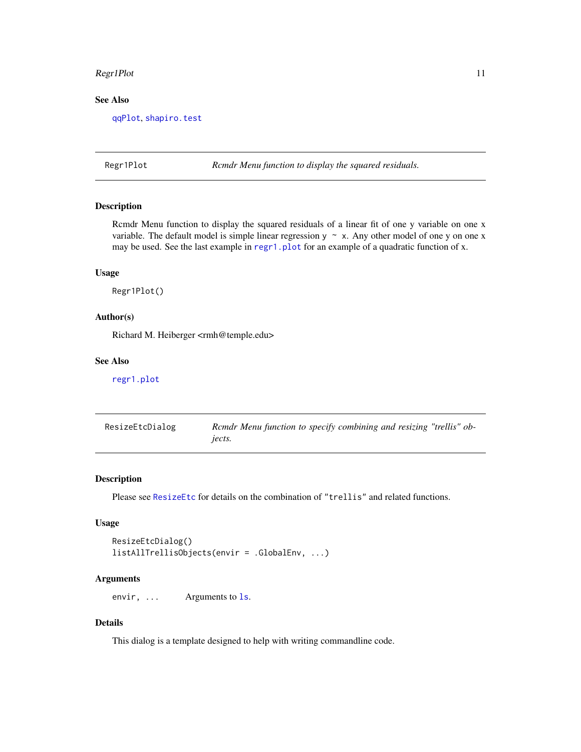### See Also

qqPlot, shapiro.test

---

## Regr1Plot — *Rcmdr Menu function to display the squared residuals.*

### Description

Rcmdr Menu function to display the squared residuals of a linear fit of one y variable on one x variable. The default model is simple linear regression `y ~ x`. Any other model of one y on one x may be used. See the last example in regr1.plot for an example of a quadratic function of x.

### Usage

```
Regr1Plot()
```

### Author(s)

Richard M. Heiberger <rmh@temple.edu>

### See Also

regr1.plot

---

## ResizeEtcDialog — *Rcmdr Menu function to specify combining and resizing "trellis" objects.*

### Description

Please see ResizeEtc for details on the combination of `"trellis"` and related functions.

### Usage

```
ResizeEtcDialog()
listAllTrellisObjects(envir = .GlobalEnv, ...)
```

### Arguments

| | |
|---|---|
| `envir, ...` | Arguments to ls. |

### Details

This dialog is a template designed to help with writing commandline code.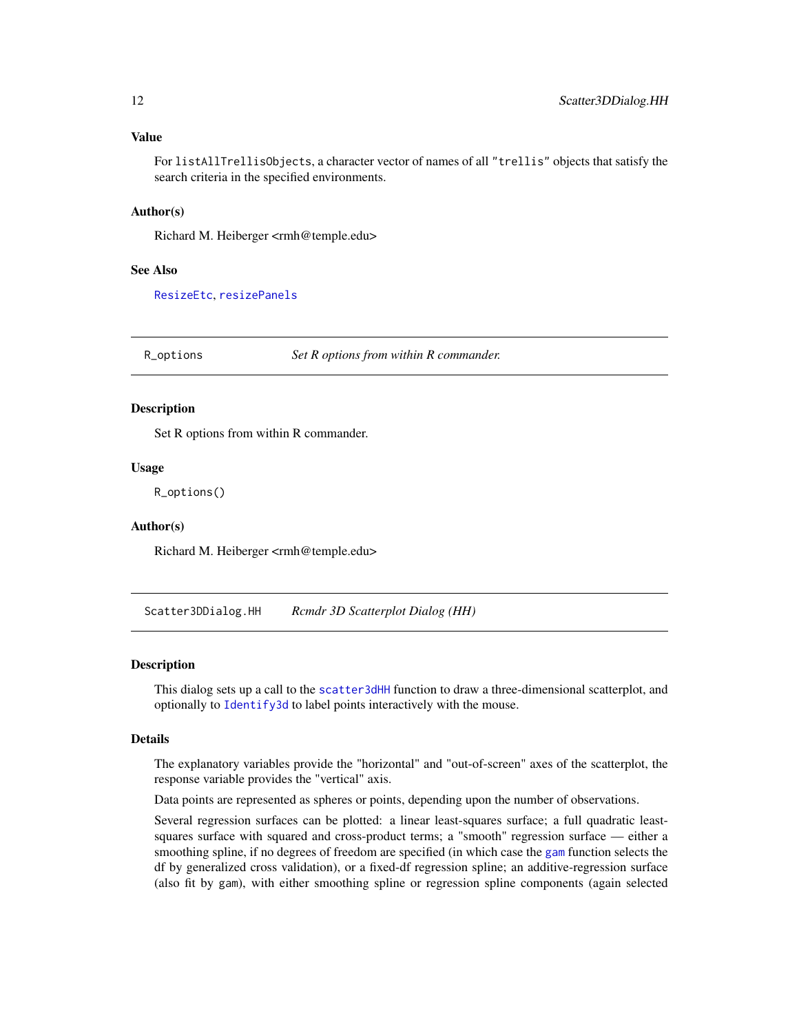### Value

For `listAllTrellisObjects`, a character vector of names of all `"trellis"` objects that satisfy the search criteria in the specified environments.

### Author(s)

Richard M. Heiberger <rmh@temple.edu>

### See Also

`ResizeEtc`, `resizePanels`

---

## R_options — *Set R options from within R commander.*

---

### Description

Set R options from within R commander.

### Usage

```
R_options()
```

### Author(s)

Richard M. Heiberger <rmh@temple.edu>

---

## Scatter3DDialog.HH — *Rcmdr 3D Scatterplot Dialog (HH)*

---

### Description

This dialog sets up a call to the `scatter3dHH` function to draw a three-dimensional scatterplot, and optionally to `Identify3d` to label points interactively with the mouse.

### Details

The explanatory variables provide the "horizontal" and "out-of-screen" axes of the scatterplot, the response variable provides the "vertical" axis.

Data points are represented as spheres or points, depending upon the number of observations.

Several regression surfaces can be plotted: a linear least-squares surface; a full quadratic least-squares surface with squared and cross-product terms; a "smooth" regression surface — either a smoothing spline, if no degrees of freedom are specified (in which case the `gam` function selects the df by generalized cross validation), or a fixed-df regression spline; an additive-regression surface (also fit by `gam`), with either smoothing spline or regression spline components (again selected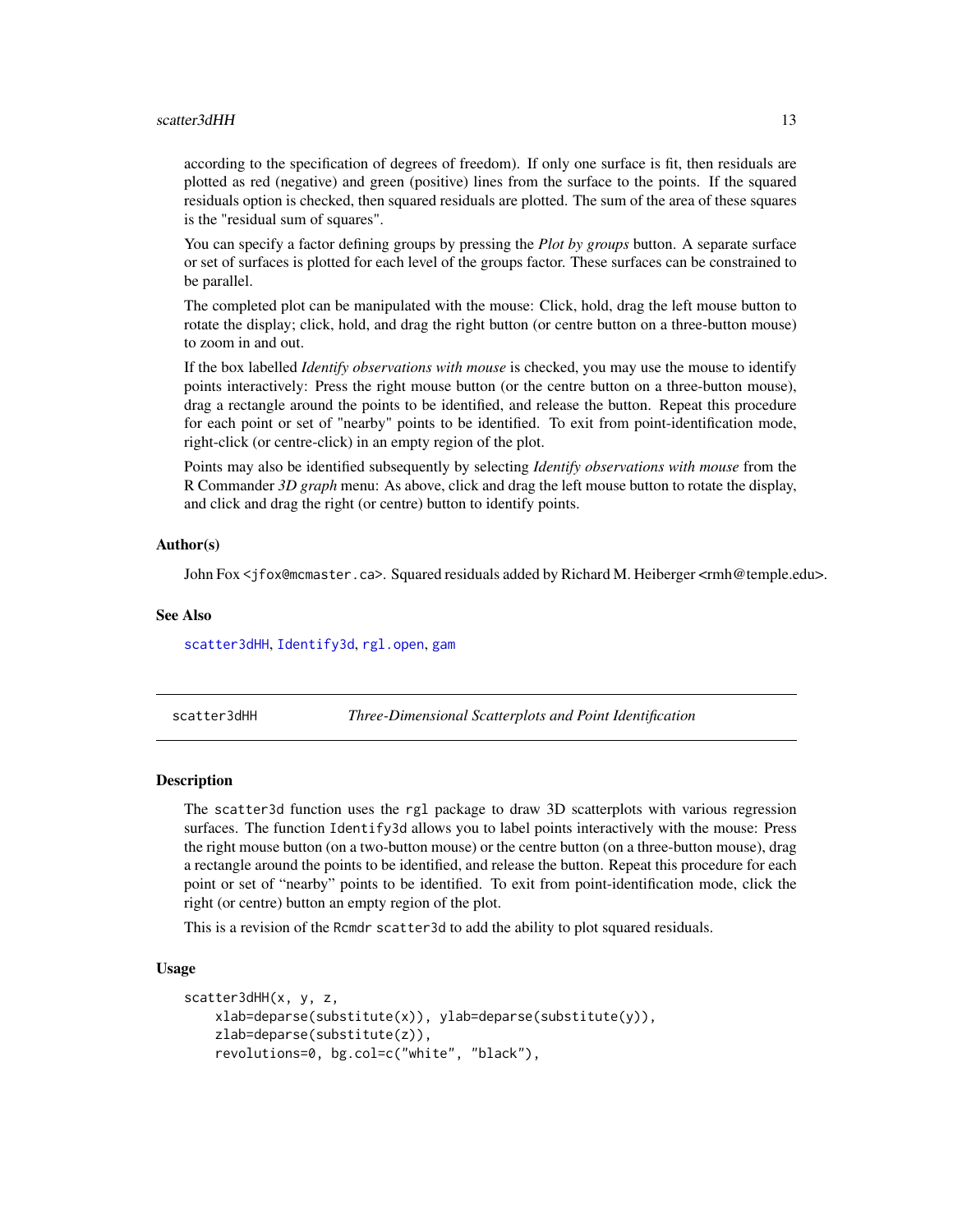according to the specification of degrees of freedom). If only one surface is fit, then residuals are plotted as red (negative) and green (positive) lines from the surface to the points. If the squared residuals option is checked, then squared residuals are plotted. The sum of the area of these squares is the "residual sum of squares".

You can specify a factor defining groups by pressing the *Plot by groups* button. A separate surface or set of surfaces is plotted for each level of the groups factor. These surfaces can be constrained to be parallel.

The completed plot can be manipulated with the mouse: Click, hold, drag the left mouse button to rotate the display; click, hold, and drag the right button (or centre button on a three-button mouse) to zoom in and out.

If the box labelled *Identify observations with mouse* is checked, you may use the mouse to identify points interactively: Press the right mouse button (or the centre button on a three-button mouse), drag a rectangle around the points to be identified, and release the button. Repeat this procedure for each point or set of "nearby" points to be identified. To exit from point-identification mode, right-click (or centre-click) in an empty region of the plot.

Points may also be identified subsequently by selecting *Identify observations with mouse* from the R Commander *3D graph* menu: As above, click and drag the left mouse button to rotate the display, and click and drag the right (or centre) button to identify points.

### Author(s)

John Fox <jfox@mcmaster.ca>. Squared residuals added by Richard M. Heiberger <rmh@temple.edu>.

### See Also

scatter3dHH, Identify3d, rgl.open, gam

---

## scatter3dHH — *Three-Dimensional Scatterplots and Point Identification*

### Description

The scatter3d function uses the rgl package to draw 3D scatterplots with various regression surfaces. The function Identify3d allows you to label points interactively with the mouse: Press the right mouse button (on a two-button mouse) or the centre button (on a three-button mouse), drag a rectangle around the points to be identified, and release the button. Repeat this procedure for each point or set of “nearby” points to be identified. To exit from point-identification mode, click the right (or centre) button an empty region of the plot.

This is a revision of the Rcmdr scatter3d to add the ability to plot squared residuals.

### Usage

```
scatter3dHH(x, y, z,
    xlab=deparse(substitute(x)), ylab=deparse(substitute(y)),
    zlab=deparse(substitute(z)),
    revolutions=0, bg.col=c("white", "black"),
```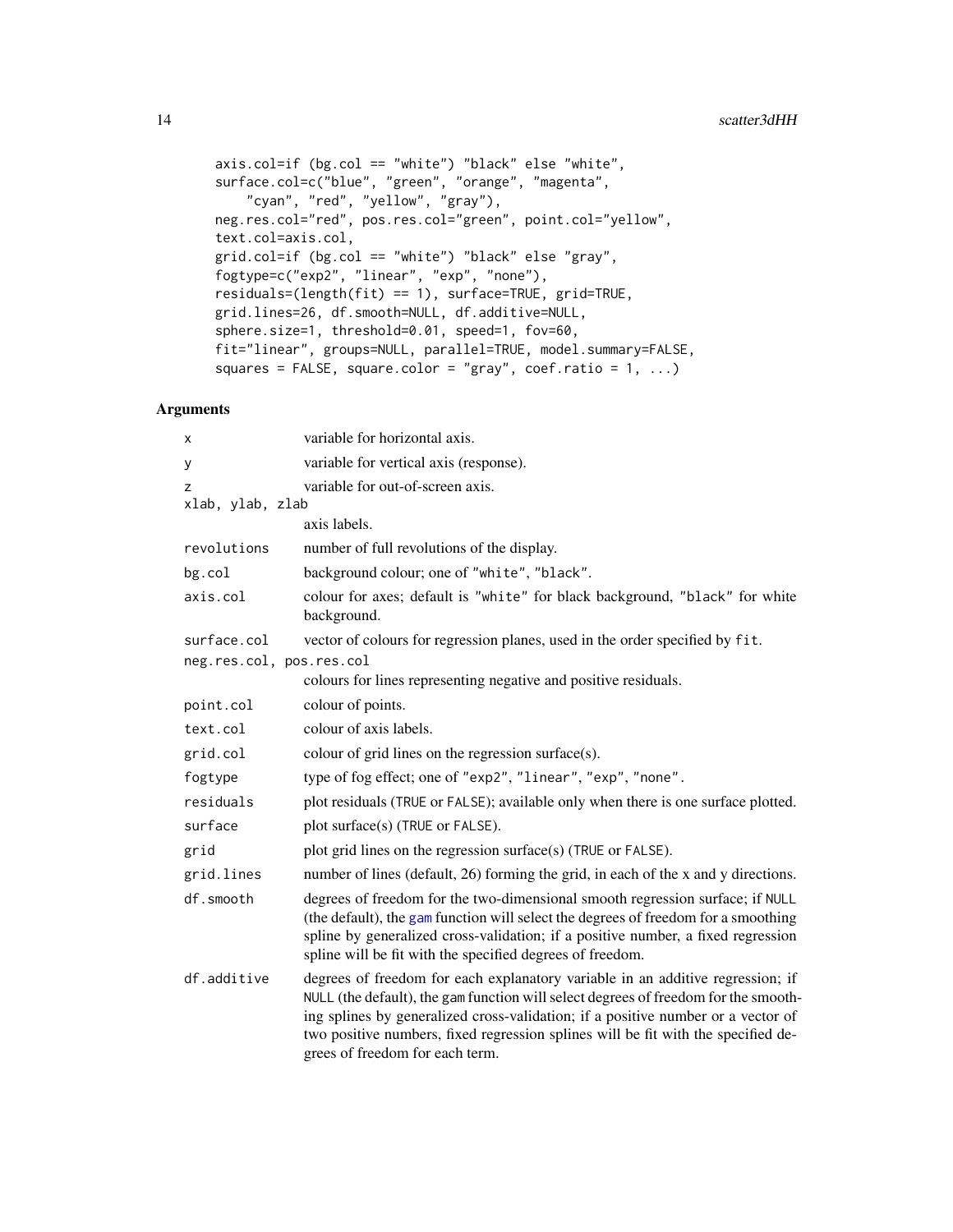```
    axis.col=if (bg.col == "white") "black" else "white",
    surface.col=c("blue", "green", "orange", "magenta",
        "cyan", "red", "yellow", "gray"),
    neg.res.col="red", pos.res.col="green", point.col="yellow",
    text.col=axis.col,
    grid.col=if (bg.col == "white") "black" else "gray",
    fogtype=c("exp2", "linear", "exp", "none"),
    residuals=(length(fit) == 1), surface=TRUE, grid=TRUE,
    grid.lines=26, df.smooth=NULL, df.additive=NULL,
    sphere.size=1, threshold=0.01, speed=1, fov=60,
    fit="linear", groups=NULL, parallel=TRUE, model.summary=FALSE,
    squares = FALSE, square.color = "gray", coef.ratio = 1, ...)
```

## Arguments

| | |
|---|---|
| `x` | variable for horizontal axis. |
| `y` | variable for vertical axis (response). |
| `z` | variable for out-of-screen axis. |
| `xlab, ylab, zlab` | axis labels. |
| `revolutions` | number of full revolutions of the display. |
| `bg.col` | background colour; one of `"white"`, `"black"`. |
| `axis.col` | colour for axes; default is `"white"` for black background, `"black"` for white background. |
| `surface.col` | vector of colours for regression planes, used in the order specified by `fit`. |
| `neg.res.col, pos.res.col` | colours for lines representing negative and positive residuals. |
| `point.col` | colour of points. |
| `text.col` | colour of axis labels. |
| `grid.col` | colour of grid lines on the regression surface(s). |
| `fogtype` | type of fog effect; one of `"exp2"`, `"linear"`, `"exp"`, `"none"`. |
| `residuals` | plot residuals (`TRUE` or `FALSE`); available only when there is one surface plotted. |
| `surface` | plot surface(s) (`TRUE` or `FALSE`). |
| `grid` | plot grid lines on the regression surface(s) (`TRUE` or `FALSE`). |
| `grid.lines` | number of lines (default, 26) forming the grid, in each of the x and y directions. |
| `df.smooth` | degrees of freedom for the two-dimensional smooth regression surface; if `NULL` (the default), the `gam` function will select the degrees of freedom for a smoothing spline by generalized cross-validation; if a positive number, a fixed regression spline will be fit with the specified degrees of freedom. |
| `df.additive` | degrees of freedom for each explanatory variable in an additive regression; if `NULL` (the default), the `gam` function will select degrees of freedom for the smoothing splines by generalized cross-validation; if a positive number or a vector of two positive numbers, fixed regression splines will be fit with the specified degrees of freedom for each term. |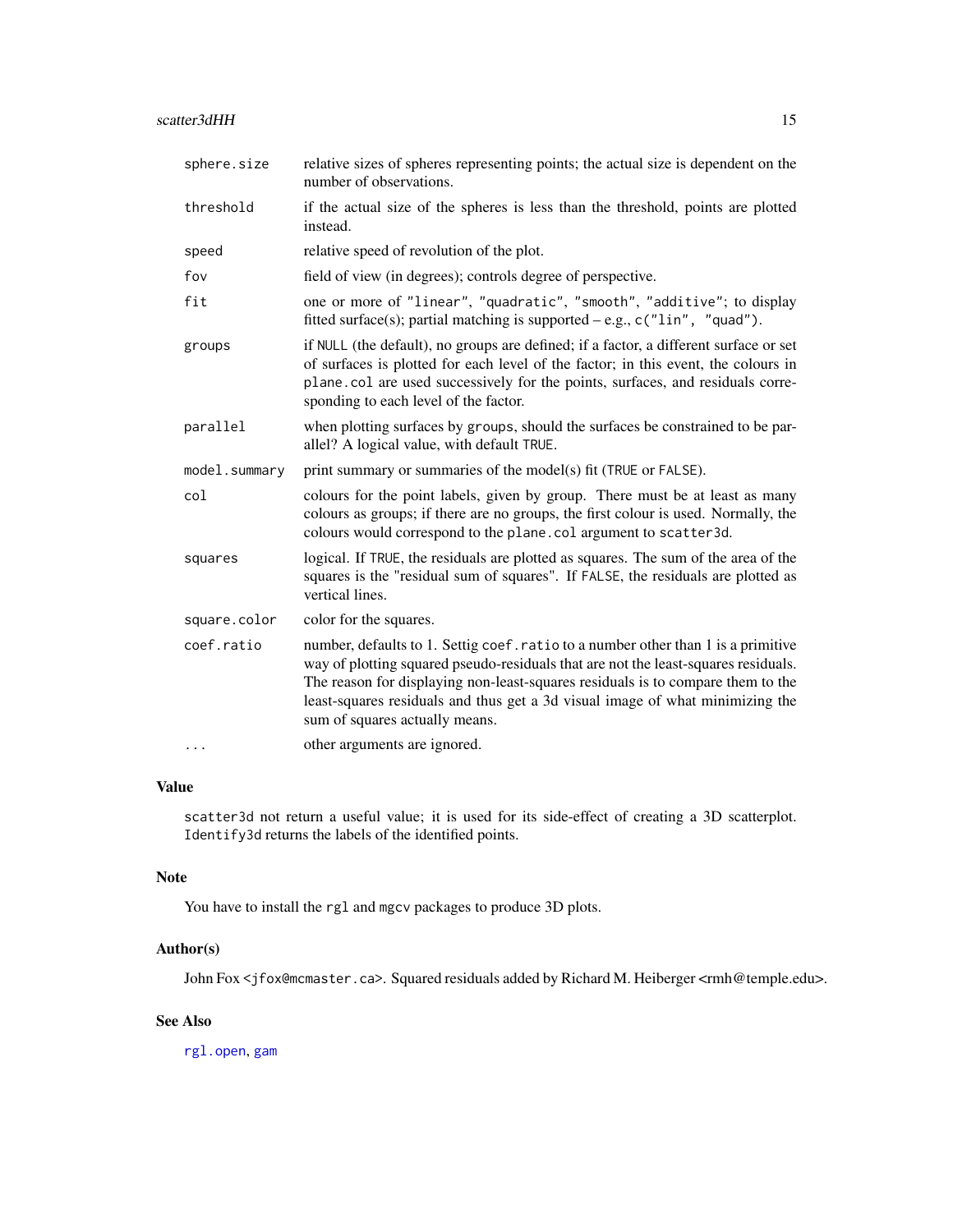| | |
|---|---|
| `sphere.size` | relative sizes of spheres representing points; the actual size is dependent on the number of observations. |
| `threshold` | if the actual size of the spheres is less than the threshold, points are plotted instead. |
| `speed` | relative speed of revolution of the plot. |
| `fov` | field of view (in degrees); controls degree of perspective. |
| `fit` | one or more of `"linear"`, `"quadratic"`, `"smooth"`, `"additive"`; to display fitted surface(s); partial matching is supported – e.g., `c("lin", "quad")`. |
| `groups` | if `NULL` (the default), no groups are defined; if a factor, a different surface or set of surfaces is plotted for each level of the factor; in this event, the colours in `plane.col` are used successively for the points, surfaces, and residuals corresponding to each level of the factor. |
| `parallel` | when plotting surfaces by `groups`, should the surfaces be constrained to be parallel? A logical value, with default `TRUE`. |
| `model.summary` | print summary or summaries of the model(s) fit (`TRUE` or `FALSE`). |
| `col` | colours for the point labels, given by group. There must be at least as many colours as groups; if there are no groups, the first colour is used. Normally, the colours would correspond to the `plane.col` argument to `scatter3d`. |
| `squares` | logical. If `TRUE`, the residuals are plotted as squares. The sum of the area of the squares is the "residual sum of squares". If `FALSE`, the residuals are plotted as vertical lines. |
| `square.color` | color for the squares. |
| `coef.ratio` | number, defaults to 1. Settig `coef.ratio` to a number other than 1 is a primitive way of plotting squared pseudo-residuals that are not the least-squares residuals. The reason for displaying non-least-squares residuals is to compare them to the least-squares residuals and thus get a 3d visual image of what minimizing the sum of squares actually means. |
| `...` | other arguments are ignored. |

## Value

`scatter3d` not return a useful value; it is used for its side-effect of creating a 3D scatterplot. `Identify3d` returns the labels of the identified points.

## Note

You have to install the `rgl` and `mgcv` packages to produce 3D plots.

## Author(s)

John Fox <jfox@mcmaster.ca>. Squared residuals added by Richard M. Heiberger <rmh@temple.edu>.

## See Also

`rgl.open`, `gam`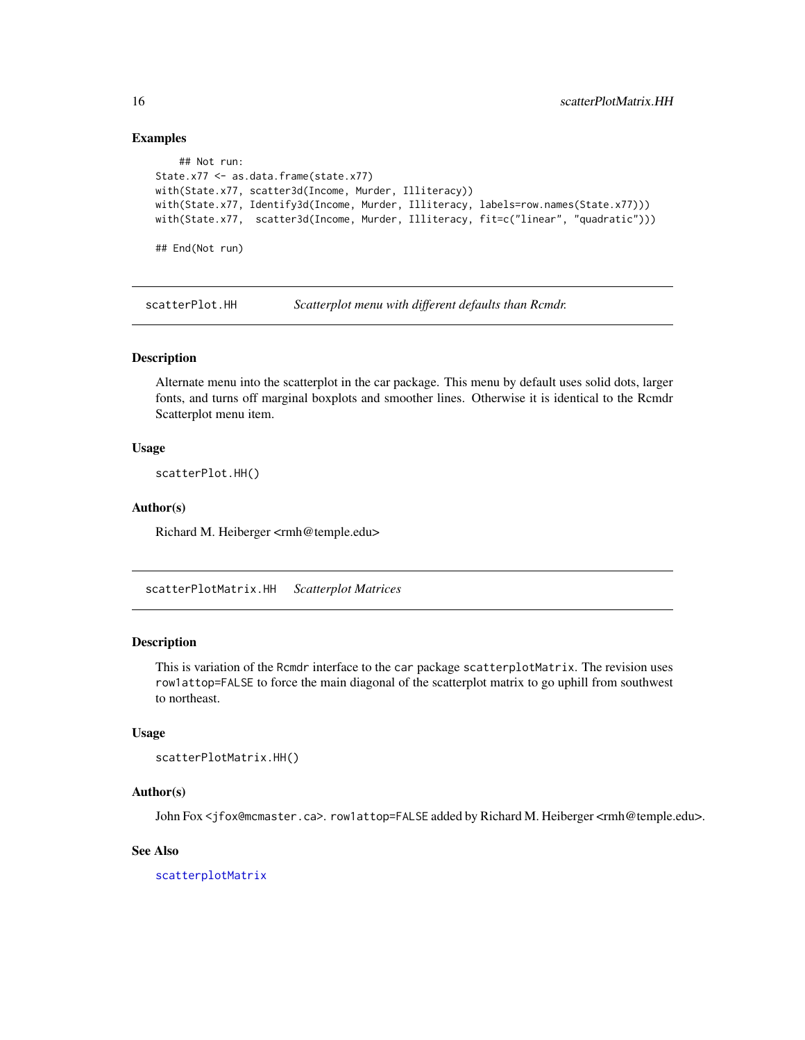### Examples

```
    ## Not run:
State.x77 <- as.data.frame(state.x77)
with(State.x77, scatter3d(Income, Murder, Illiteracy))
with(State.x77, Identify3d(Income, Murder, Illiteracy, labels=row.names(State.x77)))
with(State.x77,  scatter3d(Income, Murder, Illiteracy, fit=c("linear", "quadratic")))

## End(Not run)
```

## scatterPlot.HH — *Scatterplot menu with different defaults than Rcmdr.*

### Description

Alternate menu into the scatterplot in the car package. This menu by default uses solid dots, larger fonts, and turns off marginal boxplots and smoother lines. Otherwise it is identical to the Rcmdr Scatterplot menu item.

### Usage

```
scatterPlot.HH()
```

### Author(s)

Richard M. Heiberger <rmh@temple.edu>

## scatterPlotMatrix.HH — *Scatterplot Matrices*

### Description

This is variation of the `Rcmdr` interface to the `car` package `scatterplotMatrix`. The revision uses `row1attop=FALSE` to force the main diagonal of the scatterplot matrix to go uphill from southwest to northeast.

### Usage

```
scatterPlotMatrix.HH()
```

### Author(s)

John Fox <`jfox@mcmaster.ca`>. `row1attop=FALSE` added by Richard M. Heiberger <rmh@temple.edu>.

### See Also

`scatterplotMatrix`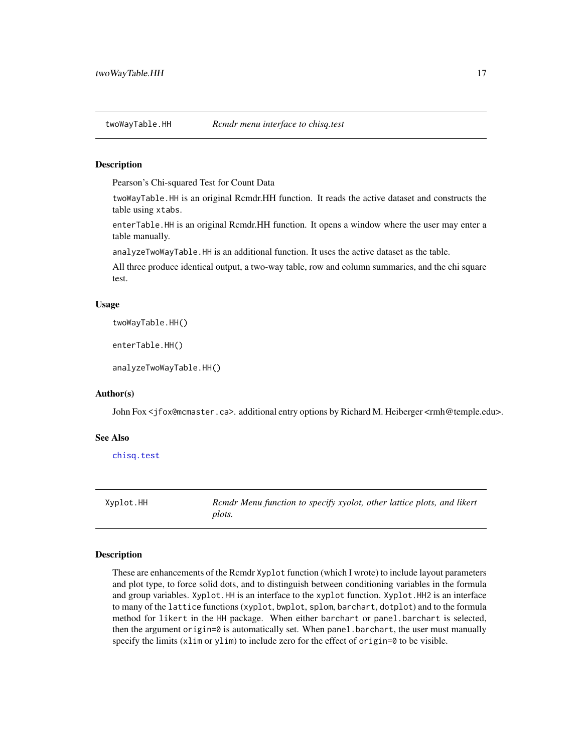## twoWayTable.HH *Rcmdr menu interface to chisq.test*

### Description

Pearson's Chi-squared Test for Count Data

`twoWayTable.HH` is an original Rcmdr.HH function. It reads the active dataset and constructs the table using `xtabs`.

`enterTable.HH` is an original Rcmdr.HH function. It opens a window where the user may enter a table manually.

`analyzeTwoWayTable.HH` is an additional function. It uses the active dataset as the table.

All three produce identical output, a two-way table, row and column summaries, and the chi square test.

### Usage

```
twoWayTable.HH()

enterTable.HH()

analyzeTwoWayTable.HH()
```

### Author(s)

John Fox <jfox@mcmaster.ca>. additional entry options by Richard M. Heiberger <rmh@temple.edu>.

### See Also

`chisq.test`

## Xyplot.HH *Rcmdr Menu function to specify xyolot, other lattice plots, and likert plots.*

### Description

These are enhancements of the Rcmdr `Xyplot` function (which I wrote) to include layout parameters and plot type, to force solid dots, and to distinguish between conditioning variables in the formula and group variables. `Xyplot.HH` is an interface to the `xyplot` function. `Xyplot.HH2` is an interface to many of the `lattice` functions (`xyplot`, `bwplot`, `splom`, `barchart`, `dotplot`) and to the formula method for `likert` in the `HH` package. When either `barchart` or `panel.barchart` is selected, then the argument `origin=0` is automatically set. When `panel.barchart`, the user must manually specify the limits (`xlim` or `ylim`) to include zero for the effect of `origin=0` to be visible.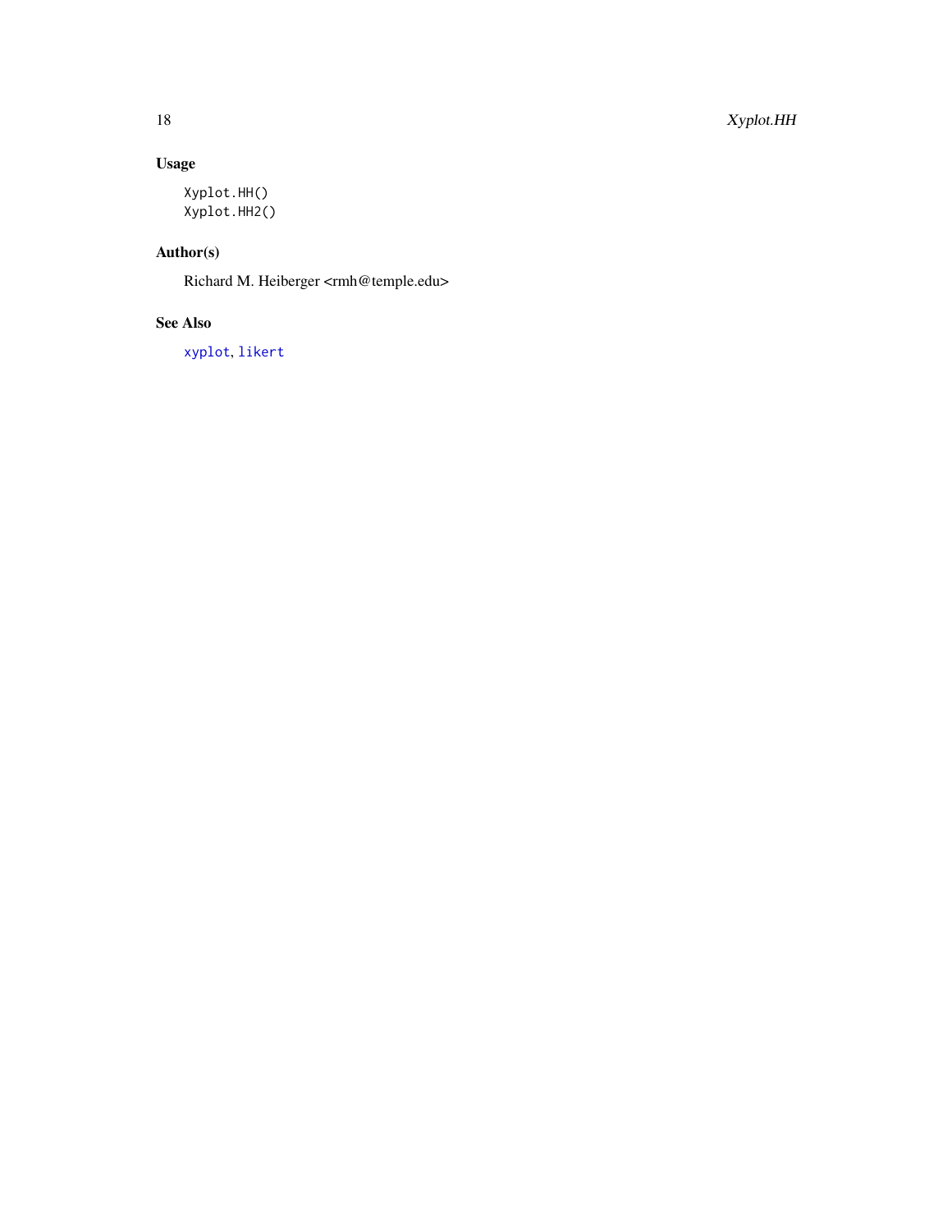## Usage

```
Xyplot.HH()
Xyplot.HH2()
```

## Author(s)

Richard M. Heiberger <rmh@temple.edu>

## See Also

`xyplot`, `likert`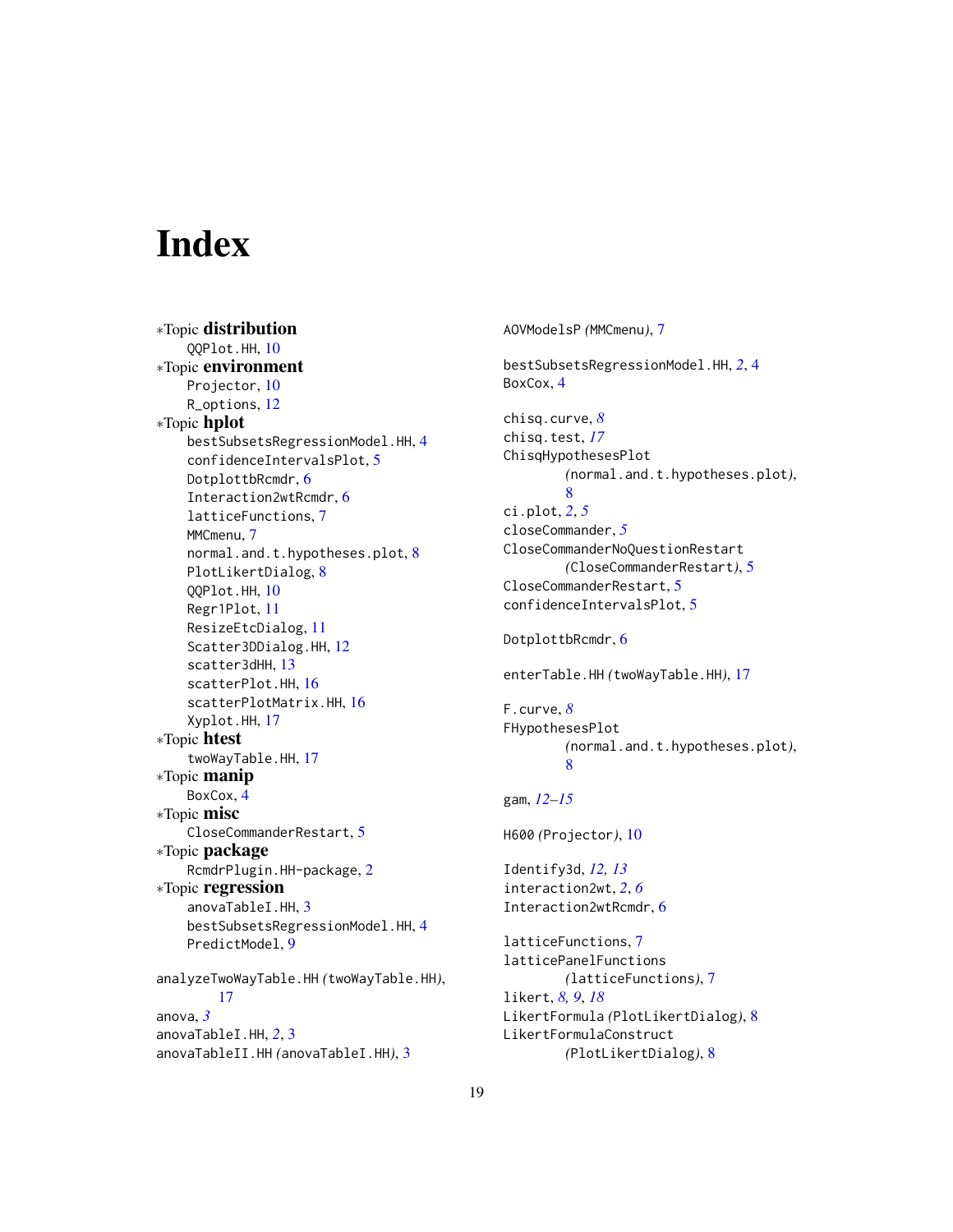# Index

∗Topic **distribution**
  QQPlot.HH, 10
∗Topic **environment**
  Projector, 10
  R_options, 12
∗Topic **hplot**
  bestSubsetsRegressionModel.HH, 4
  confidenceIntervalsPlot, 5
  DotplottbRcmdr, 6
  Interaction2wtRcmdr, 6
  latticeFunctions, 7
  MMCmenu, 7
  normal.and.t.hypotheses.plot, 8
  PlotLikertDialog, 8
  QQPlot.HH, 10
  Regr1Plot, 11
  ResizeEtcDialog, 11
  Scatter3DDialog.HH, 12
  scatter3dHH, 13
  scatterPlot.HH, 16
  scatterPlotMatrix.HH, 16
  Xyplot.HH, 17
∗Topic **htest**
  twoWayTable.HH, 17
∗Topic **manip**
  BoxCox, 4
∗Topic **misc**
  CloseCommanderRestart, 5
∗Topic **package**
  RcmdrPlugin.HH-package, 2
∗Topic **regression**
  anovaTableI.HH, 3
  bestSubsetsRegressionModel.HH, 4
  PredictModel, 9

analyzeTwoWayTable.HH *(*twoWayTable.HH*)*, 17
anova, *3*
anovaTableI.HH, *2*, 3
anovaTableII.HH *(*anovaTableI.HH*)*, 3

AOVModelsP *(*MMCmenu*)*, 7

bestSubsetsRegressionModel.HH, *2*, 4
BoxCox, 4

chisq.curve, *8*
chisq.test, *17*
ChisqHypothesesPlot *(*normal.and.t.hypotheses.plot*)*, 8
ci.plot, *2*, *5*
closeCommander, *5*
CloseCommanderNoQuestionRestart *(*CloseCommanderRestart*)*, 5
CloseCommanderRestart, 5
confidenceIntervalsPlot, 5

DotplottbRcmdr, 6

enterTable.HH *(*twoWayTable.HH*)*, 17

F.curve, *8*
FHypothesesPlot *(*normal.and.t.hypotheses.plot*)*, 8

gam, *12–15*

H600 *(*Projector*)*, 10

Identify3d, *12*, *13*
interaction2wt, *2*, *6*
Interaction2wtRcmdr, 6

latticeFunctions, 7
latticePanelFunctions *(*latticeFunctions*)*, 7
likert, *8*, *9*, *18*
LikertFormula *(*PlotLikertDialog*)*, 8
LikertFormulaConstruct *(*PlotLikertDialog*)*, 8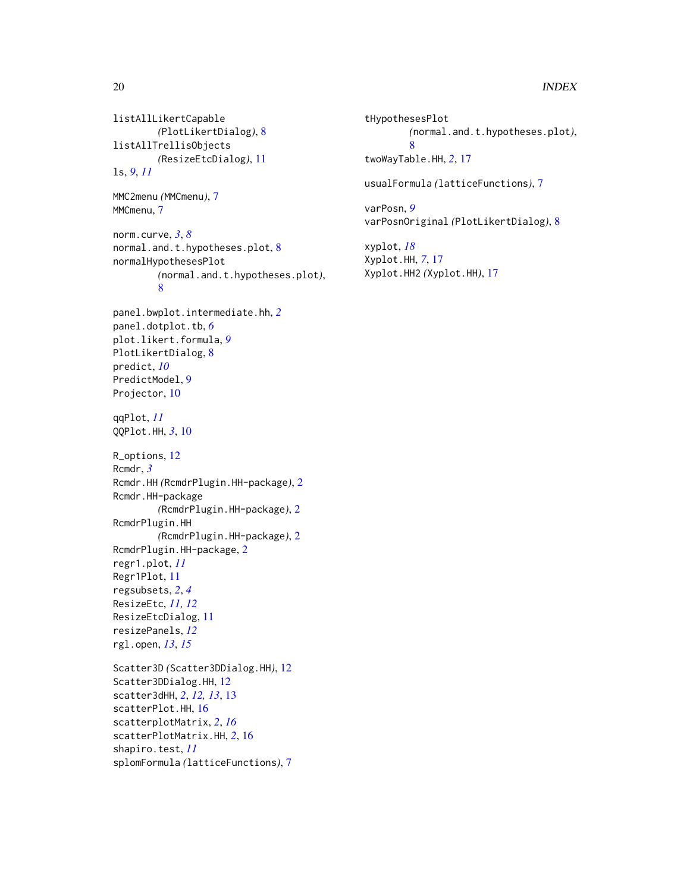listAllLikertCapable
        (PlotLikertDialog), 8
listAllTrellisObjects
        (ResizeEtcDialog), 11
ls, *9*, *11*

MMC2menu (MMCmenu), 7
MMCmenu, 7

norm.curve, *3*, *8*
normal.and.t.hypotheses.plot, 8
normalHypothesesPlot
        (normal.and.t.hypotheses.plot),
        8

panel.bwplot.intermediate.hh, *2*
panel.dotplot.tb, *6*
plot.likert.formula, *9*
PlotLikertDialog, 8
predict, *10*
PredictModel, 9
Projector, 10

qqPlot, *11*
QQPlot.HH, *3*, 10

R_options, 12
Rcmdr, *3*
Rcmdr.HH (RcmdrPlugin.HH-package), 2
Rcmdr.HH-package
        (RcmdrPlugin.HH-package), 2
RcmdrPlugin.HH
        (RcmdrPlugin.HH-package), 2
RcmdrPlugin.HH-package, 2
regr1.plot, *11*
Regr1Plot, 11
regsubsets, *2*, *4*
ResizeEtc, *11, 12*
ResizeEtcDialog, 11
resizePanels, *12*
rgl.open, *13*, *15*

Scatter3D (Scatter3DDialog.HH), 12
Scatter3DDialog.HH, 12
scatter3dHH, *2*, *12, 13*, 13
scatterPlot.HH, 16
scatterplotMatrix, *2*, *16*
scatterPlotMatrix.HH, *2*, 16
shapiro.test, *11*
splomFormula (latticeFunctions), 7

tHypothesesPlot
        (normal.and.t.hypotheses.plot),
        8
twoWayTable.HH, *2*, 17

usualFormula (latticeFunctions), 7

varPosn, *9*
varPosnOriginal (PlotLikertDialog), 8

xyplot, *18*
Xyplot.HH, *7*, 17
Xyplot.HH2 (Xyplot.HH), 17